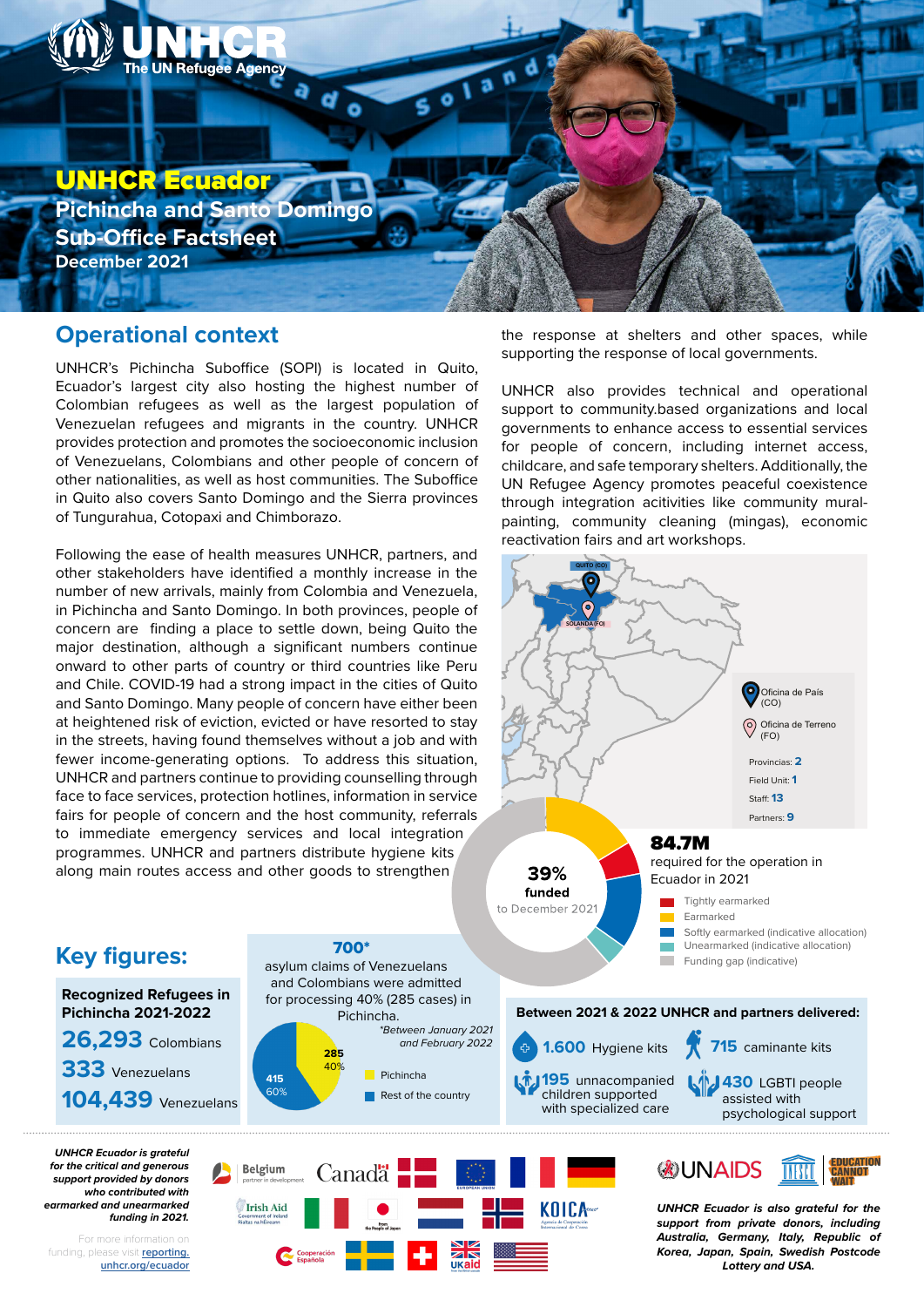# UNHCR Ecuador

## Pichincha and Santo Domingo Sub-Office Factsheet

**December 2021**

## Operational context

UNHCR's Pichincha Suboffice (SOPI) is located in Quito, Ecuador's largest city also hosting the highest number of Colombian refugees as well as the largest population of Venezuelan refugees and migrants in the country. UNHCR provides protection and promotes the socioeconomic inclusion of Venezuelans, Colombians and other people of concern of other nationalities, as well as host communities. The Suboffice in Quito also covers Santo Domingo and the Sierra provinces of Tungurahua, Cotopaxi and Chimborazo.

Following the ease of health measures UNHCR, partners, and other stakeholders have identified a monthly increase in the number of new arrivals, mainly from Colombia and Venezuela, in Pichincha and Santo Domingo. In both provinces, people of concern are finding a place to settle down, being Quito the major destination, although a significant numbers continue onward to other parts of country or third countries like Peru and Chile. COVID-19 had a strong impact in the cities of Quito and Santo Domingo. Many people of concern have either been at heightened risk of eviction, evicted or have resorted to stay in the streets, having found themselves without a job and with fewer income-generating options. To address this situation, UNHCR and partners continue to providing counselling through face to face services, protection hotlines, information in service fairs for people of concern and the host community, referrals to immediate emergency services and local integration programmes. UNHCR and partners distribute hygiene kits along main routes access and other goods to strengthen the response at shelters and other spaces, while supporting the response of local governments.

UNHCR also provides technical and operational support to community.based organizations and local governments to enhance access to essential services for people of concern, including internet access, childcare, and safe temporary shelters. Additionally, the UN Refugee Agency promotes peaceful coexistence through integration acitivities like community mural-painting, community cleaning (mingas), economic reactivation fairs and art workshops.

QUITO (CO)
SOLANDA (FO)

- Oficina de País (CO)
- Oficina de Terreno (FO)

Provincias: **2**
Field Unit: **1**
Staff: **13**
Partners: **9**

**84.7M** required for the operation in Ecuador in 2021

**39% funded** to December 2021

- Tightly earmarked
- Earmarked
- Softly earmarked (indicative allocation)
- Unearmarked (indicative allocation)
- Funding gap (indicative)

## Key figures:

**Recognized Refugees in Pichincha 2021-2022**

**26,293** Colombians
**333** Venezuelans
**104,439** Venezuelans

**700*** asylum claims of Venezuelans and Colombians were admitted for processing 40% (285 cases) in Pichincha.

*Between January 2021 and February 2022

- Pichincha: 285 (40%)
- Rest of the country: 415 (60%)

**Between 2021 & 2022 UNHCR and partners delivered:**

- **1.600** Hygiene kits
- **715** caminante kits
- **195** unnacompanied children supported with specialized care
- **430** LGBTI people assisted with psychological support

*UNHCR Ecuador is grateful for the critical and generous support provided by donors who contributed with earmarked and unearmarked funding in 2021.*

For more information on funding, please visit reporting.unhcr.org/ecuador

*UNHCR Ecuador is also grateful for the support from private donors, including Australia, Germany, Italy, Republic of Korea, Japan, Spain, Swedish Postcode Lottery and USA.*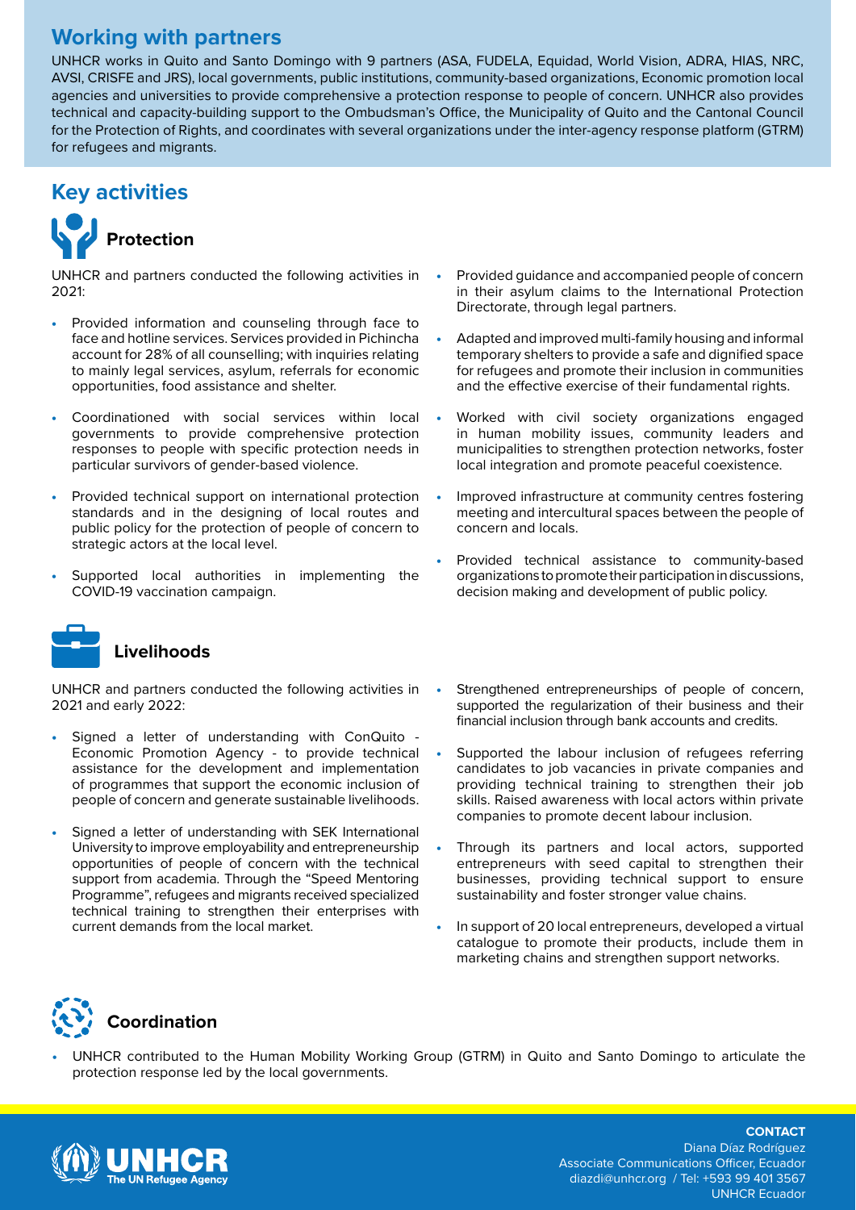## Working with partners

UNHCR works in Quito and Santo Domingo with 9 partners (ASA, FUDELA, Equidad, World Vision, ADRA, HIAS, NRC, AVSI, CRISFE and JRS), local governments, public institutions, community-based organizations, Economic promotion local agencies and universities to provide comprehensive a protection response to people of concern. UNHCR also provides technical and capacity-building support to the Ombudsman's Office, the Municipality of Quito and the Cantonal Council for the Protection of Rights, and coordinates with several organizations under the inter-agency response platform (GTRM) for refugees and migrants.

## Key activities

### Protection

UNHCR and partners conducted the following activities in 2021:

- Provided information and counseling through face to face and hotline services. Services provided in Pichincha account for 28% of all counselling; with inquiries relating to mainly legal services, asylum, referrals for economic opportunities, food assistance and shelter.
- Coordinationed with social services within local governments to provide comprehensive protection responses to people with specific protection needs in particular survivors of gender-based violence.
- Provided technical support on international protection standards and in the designing of local routes and public policy for the protection of people of concern to strategic actors at the local level.
- Supported local authorities in implementing the COVID-19 vaccination campaign.
- Provided guidance and accompanied people of concern in their asylum claims to the International Protection Directorate, through legal partners.
- Adapted and improved multi-family housing and informal temporary shelters to provide a safe and dignified space for refugees and promote their inclusion in communities and the effective exercise of their fundamental rights.
- Worked with civil society organizations engaged in human mobility issues, community leaders and municipalities to strengthen protection networks, foster local integration and promote peaceful coexistence.
- Improved infrastructure at community centres fostering meeting and intercultural spaces between the people of concern and locals.
- Provided technical assistance to community-based organizations to promote their participation in discussions, decision making and development of public policy.

### Livelihoods

UNHCR and partners conducted the following activities in 2021 and early 2022:

- Signed a letter of understanding with ConQuito - Economic Promotion Agency - to provide technical assistance for the development and implementation of programmes that support the economic inclusion of people of concern and generate sustainable livelihoods.
- Signed a letter of understanding with SEK International University to improve employability and entrepreneurship opportunities of people of concern with the technical support from academia. Through the "Speed Mentoring Programme", refugees and migrants received specialized technical training to strengthen their enterprises with current demands from the local market.
- Strengthened entrepreneurships of people of concern, supported the regularization of their business and their financial inclusion through bank accounts and credits.
- Supported the labour inclusion of refugees referring candidates to job vacancies in private companies and providing technical training to strengthen their job skills. Raised awareness with local actors within private companies to promote decent labour inclusion.
- Through its partners and local actors, supported entrepreneurs with seed capital to strengthen their businesses, providing technical support to ensure sustainability and foster stronger value chains.
- In support of 20 local entrepreneurs, developed a virtual catalogue to promote their products, include them in marketing chains and strengthen support networks.

### Coordination

- UNHCR contributed to the Human Mobility Working Group (GTRM) in Quito and Santo Domingo to articulate the protection response led by the local governments.

UNHCR
The UN Refugee Agency

**CONTACT**
Diana Díaz Rodríguez
Associate Communications Officer, Ecuador
diazdi@unhcr.org / Tel: +593 99 401 3567
UNHCR Ecuador